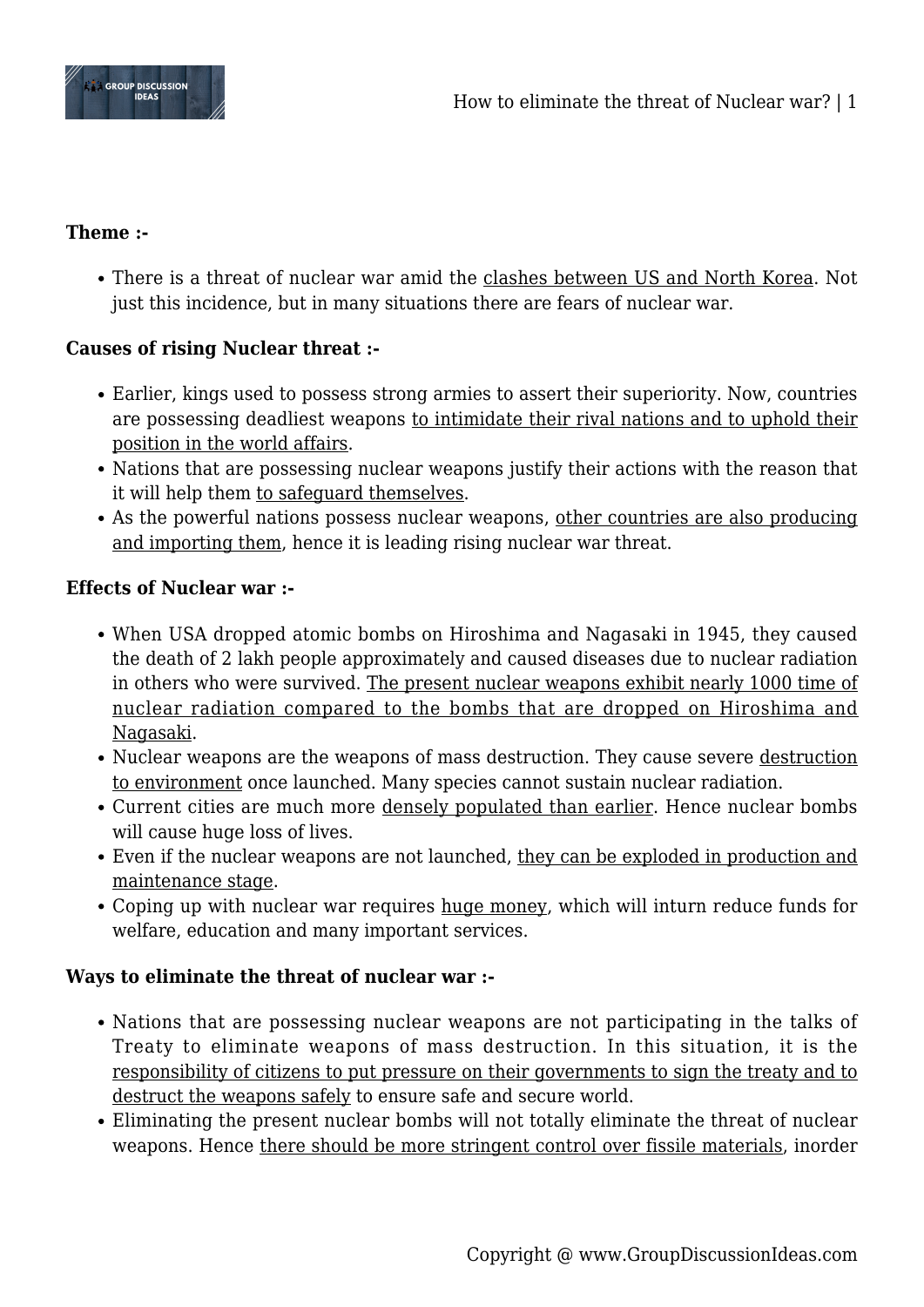**Theme :-**

- There is a threat of nuclear war amid the clashes between US and North Korea. Not just this incidence, but in many situations there are fears of nuclear war.

**Causes of rising Nuclear threat :-**

- Earlier, kings used to possess strong armies to assert their superiority. Now, countries are possessing deadliest weapons to intimidate their rival nations and to uphold their position in the world affairs.
- Nations that are possessing nuclear weapons justify their actions with the reason that it will help them to safeguard themselves.
- As the powerful nations possess nuclear weapons, other countries are also producing and importing them, hence it is leading rising nuclear war threat.

**Effects of Nuclear war :-**

- When USA dropped atomic bombs on Hiroshima and Nagasaki in 1945, they caused the death of 2 lakh people approximately and caused diseases due to nuclear radiation in others who were survived. The present nuclear weapons exhibit nearly 1000 time of nuclear radiation compared to the bombs that are dropped on Hiroshima and Nagasaki.
- Nuclear weapons are the weapons of mass destruction. They cause severe destruction to environment once launched. Many species cannot sustain nuclear radiation.
- Current cities are much more densely populated than earlier. Hence nuclear bombs will cause huge loss of lives.
- Even if the nuclear weapons are not launched, they can be exploded in production and maintenance stage.
- Coping up with nuclear war requires huge money, which will inturn reduce funds for welfare, education and many important services.

**Ways to eliminate the threat of nuclear war :-**

- Nations that are possessing nuclear weapons are not participating in the talks of Treaty to eliminate weapons of mass destruction. In this situation, it is the responsibility of citizens to put pressure on their governments to sign the treaty and to destruct the weapons safely to ensure safe and secure world.
- Eliminating the present nuclear bombs will not totally eliminate the threat of nuclear weapons. Hence there should be more stringent control over fissile materials, inorder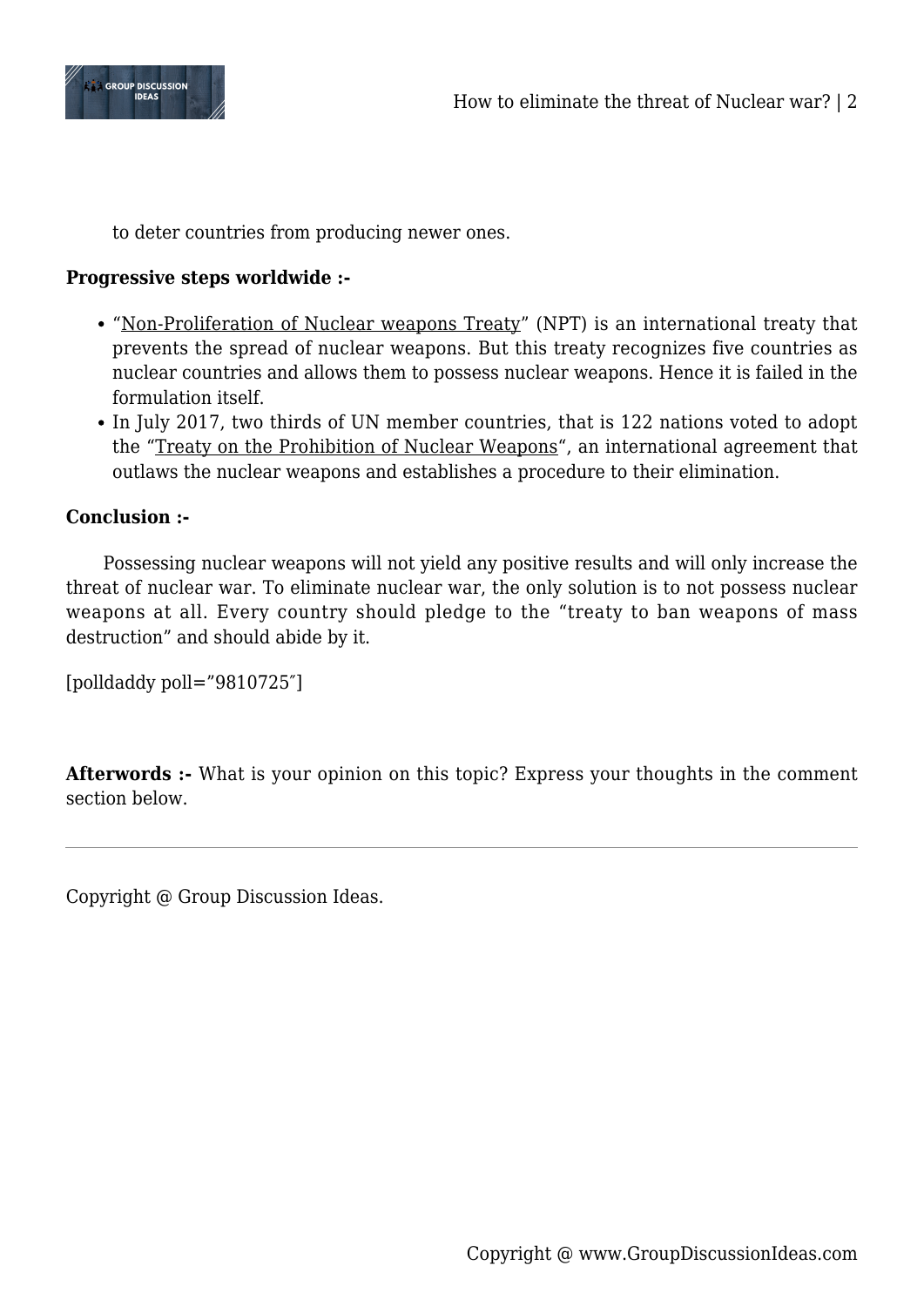to deter countries from producing newer ones.

**Progressive steps worldwide :-**

- "Non-Proliferation of Nuclear weapons Treaty" (NPT) is an international treaty that prevents the spread of nuclear weapons. But this treaty recognizes five countries as nuclear countries and allows them to possess nuclear weapons. Hence it is failed in the formulation itself.
- In July 2017, two thirds of UN member countries, that is 122 nations voted to adopt the "Treaty on the Prohibition of Nuclear Weapons", an international agreement that outlaws the nuclear weapons and establishes a procedure to their elimination.

**Conclusion :-**

Possessing nuclear weapons will not yield any positive results and will only increase the threat of nuclear war. To eliminate nuclear war, the only solution is to not possess nuclear weapons at all. Every country should pledge to the "treaty to ban weapons of mass destruction" and should abide by it.

[polldaddy poll="9810725″]

**Afterwords :-** What is your opinion on this topic? Express your thoughts in the comment section below.

---

Copyright @ Group Discussion Ideas.